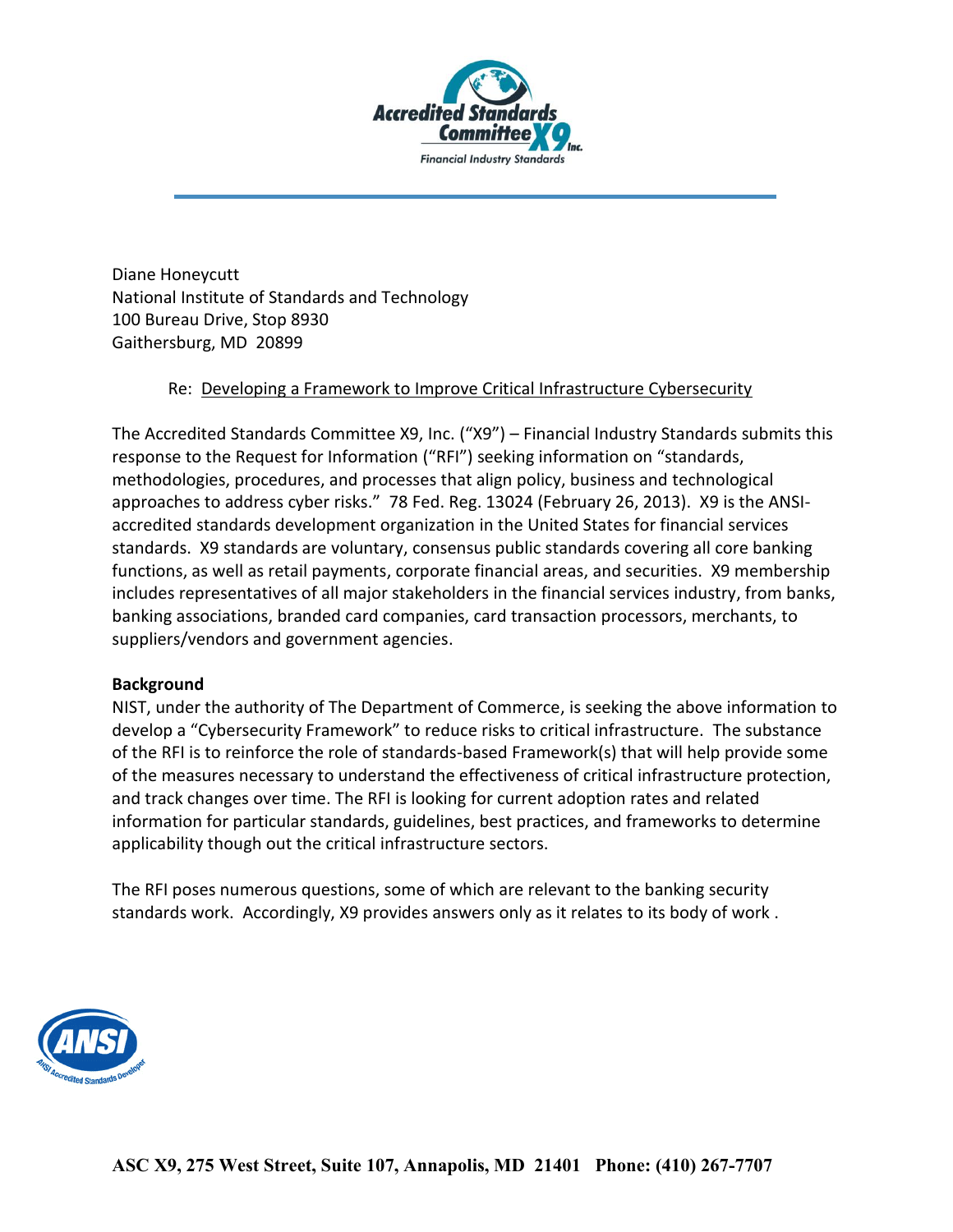Accredited Standards Committee X9 Inc.
Financial Industry Standards

Diane Honeycutt
National Institute of Standards and Technology
100 Bureau Drive, Stop 8930
Gaithersburg, MD 20899

Re: Developing a Framework to Improve Critical Infrastructure Cybersecurity

The Accredited Standards Committee X9, Inc. ("X9") – Financial Industry Standards submits this response to the Request for Information ("RFI") seeking information on "standards, methodologies, procedures, and processes that align policy, business and technological approaches to address cyber risks." 78 Fed. Reg. 13024 (February 26, 2013). X9 is the ANSI-accredited standards development organization in the United States for financial services standards. X9 standards are voluntary, consensus public standards covering all core banking functions, as well as retail payments, corporate financial areas, and securities. X9 membership includes representatives of all major stakeholders in the financial services industry, from banks, banking associations, branded card companies, card transaction processors, merchants, to suppliers/vendors and government agencies.

**Background**

NIST, under the authority of The Department of Commerce, is seeking the above information to develop a "Cybersecurity Framework" to reduce risks to critical infrastructure. The substance of the RFI is to reinforce the role of standards-based Framework(s) that will help provide some of the measures necessary to understand the effectiveness of critical infrastructure protection, and track changes over time. The RFI is looking for current adoption rates and related information for particular standards, guidelines, best practices, and frameworks to determine applicability though out the critical infrastructure sectors.

The RFI poses numerous questions, some of which are relevant to the banking security standards work. Accordingly, X9 provides answers only as it relates to its body of work .

ANSI Accredited Standards Developer

ASC X9, 275 West Street, Suite 107, Annapolis, MD 21401 Phone: (410) 267-7707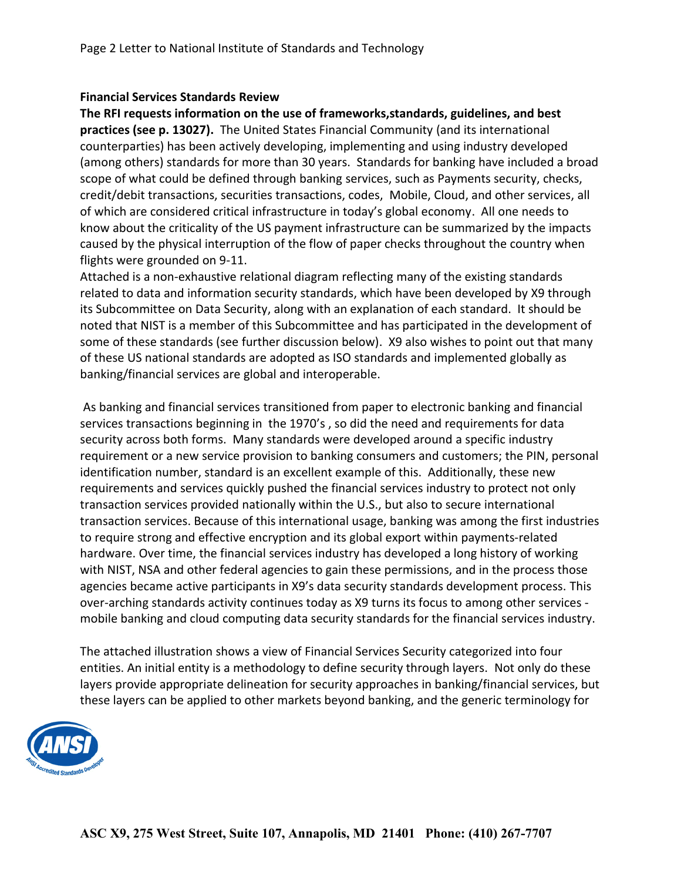**Financial Services Standards Review**

**The RFI requests information on the use of frameworks,standards, guidelines, and best practices (see p. 13027).** The United States Financial Community (and its international counterparties) has been actively developing, implementing and using industry developed (among others) standards for more than 30 years. Standards for banking have included a broad scope of what could be defined through banking services, such as Payments security, checks, credit/debit transactions, securities transactions, codes, Mobile, Cloud, and other services, all of which are considered critical infrastructure in today's global economy. All one needs to know about the criticality of the US payment infrastructure can be summarized by the impacts caused by the physical interruption of the flow of paper checks throughout the country when flights were grounded on 9-11.

Attached is a non-exhaustive relational diagram reflecting many of the existing standards related to data and information security standards, which have been developed by X9 through its Subcommittee on Data Security, along with an explanation of each standard. It should be noted that NIST is a member of this Subcommittee and has participated in the development of some of these standards (see further discussion below). X9 also wishes to point out that many of these US national standards are adopted as ISO standards and implemented globally as banking/financial services are global and interoperable.

As banking and financial services transitioned from paper to electronic banking and financial services transactions beginning in the 1970's , so did the need and requirements for data security across both forms. Many standards were developed around a specific industry requirement or a new service provision to banking consumers and customers; the PIN, personal identification number, standard is an excellent example of this. Additionally, these new requirements and services quickly pushed the financial services industry to protect not only transaction services provided nationally within the U.S., but also to secure international transaction services. Because of this international usage, banking was among the first industries to require strong and effective encryption and its global export within payments-related hardware. Over time, the financial services industry has developed a long history of working with NIST, NSA and other federal agencies to gain these permissions, and in the process those agencies became active participants in X9's data security standards development process. This over-arching standards activity continues today as X9 turns its focus to among other services - mobile banking and cloud computing data security standards for the financial services industry.

The attached illustration shows a view of Financial Services Security categorized into four entities. An initial entity is a methodology to define security through layers. Not only do these layers provide appropriate delineation for security approaches in banking/financial services, but these layers can be applied to other markets beyond banking, and the generic terminology for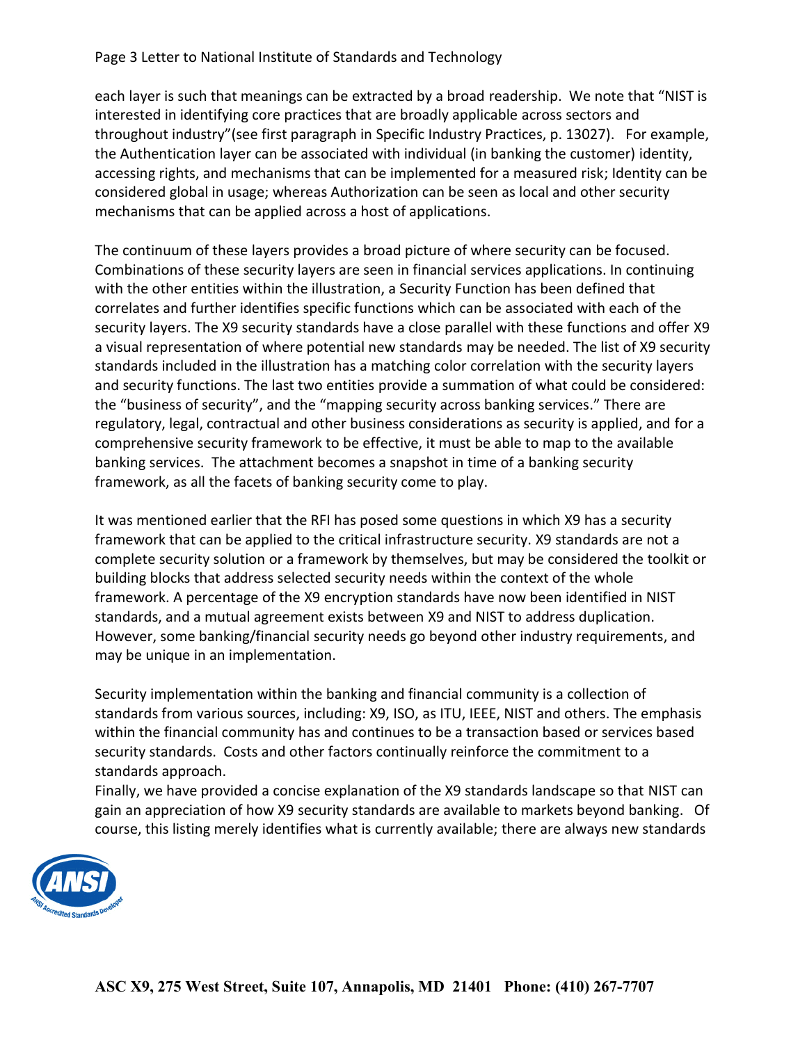each layer is such that meanings can be extracted by a broad readership. We note that "NIST is interested in identifying core practices that are broadly applicable across sectors and throughout industry"(see first paragraph in Specific Industry Practices, p. 13027). For example, the Authentication layer can be associated with individual (in banking the customer) identity, accessing rights, and mechanisms that can be implemented for a measured risk; Identity can be considered global in usage; whereas Authorization can be seen as local and other security mechanisms that can be applied across a host of applications.

The continuum of these layers provides a broad picture of where security can be focused. Combinations of these security layers are seen in financial services applications. In continuing with the other entities within the illustration, a Security Function has been defined that correlates and further identifies specific functions which can be associated with each of the security layers. The X9 security standards have a close parallel with these functions and offer X9 a visual representation of where potential new standards may be needed. The list of X9 security standards included in the illustration has a matching color correlation with the security layers and security functions. The last two entities provide a summation of what could be considered: the "business of security", and the "mapping security across banking services." There are regulatory, legal, contractual and other business considerations as security is applied, and for a comprehensive security framework to be effective, it must be able to map to the available banking services. The attachment becomes a snapshot in time of a banking security framework, as all the facets of banking security come to play.

It was mentioned earlier that the RFI has posed some questions in which X9 has a security framework that can be applied to the critical infrastructure security. X9 standards are not a complete security solution or a framework by themselves, but may be considered the toolkit or building blocks that address selected security needs within the context of the whole framework. A percentage of the X9 encryption standards have now been identified in NIST standards, and a mutual agreement exists between X9 and NIST to address duplication. However, some banking/financial security needs go beyond other industry requirements, and may be unique in an implementation.

Security implementation within the banking and financial community is a collection of standards from various sources, including: X9, ISO, as ITU, IEEE, NIST and others. The emphasis within the financial community has and continues to be a transaction based or services based security standards. Costs and other factors continually reinforce the commitment to a standards approach.

Finally, we have provided a concise explanation of the X9 standards landscape so that NIST can gain an appreciation of how X9 security standards are available to markets beyond banking. Of course, this listing merely identifies what is currently available; there are always new standards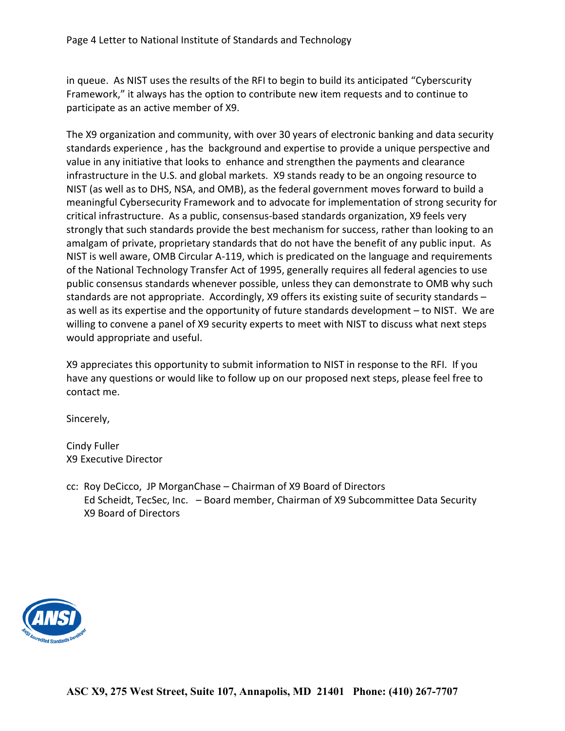in queue. As NIST uses the results of the RFI to begin to build its anticipated "Cyberscurity Framework," it always has the option to contribute new item requests and to continue to participate as an active member of X9.

The X9 organization and community, with over 30 years of electronic banking and data security standards experience , has the background and expertise to provide a unique perspective and value in any initiative that looks to enhance and strengthen the payments and clearance infrastructure in the U.S. and global markets. X9 stands ready to be an ongoing resource to NIST (as well as to DHS, NSA, and OMB), as the federal government moves forward to build a meaningful Cybersecurity Framework and to advocate for implementation of strong security for critical infrastructure. As a public, consensus-based standards organization, X9 feels very strongly that such standards provide the best mechanism for success, rather than looking to an amalgam of private, proprietary standards that do not have the benefit of any public input. As NIST is well aware, OMB Circular A-119, which is predicated on the language and requirements of the National Technology Transfer Act of 1995, generally requires all federal agencies to use public consensus standards whenever possible, unless they can demonstrate to OMB why such standards are not appropriate. Accordingly, X9 offers its existing suite of security standards – as well as its expertise and the opportunity of future standards development – to NIST. We are willing to convene a panel of X9 security experts to meet with NIST to discuss what next steps would appropriate and useful.

X9 appreciates this opportunity to submit information to NIST in response to the RFI. If you have any questions or would like to follow up on our proposed next steps, please feel free to contact me.

Sincerely,

Cindy Fuller
X9 Executive Director

cc: Roy DeCicco, JP MorganChase – Chairman of X9 Board of Directors
Ed Scheidt, TecSec, Inc. – Board member, Chairman of X9 Subcommittee Data Security
X9 Board of Directors

ANSI Accredited Standards Developer

**ASC X9, 275 West Street, Suite 107, Annapolis, MD 21401 Phone: (410) 267-7707**